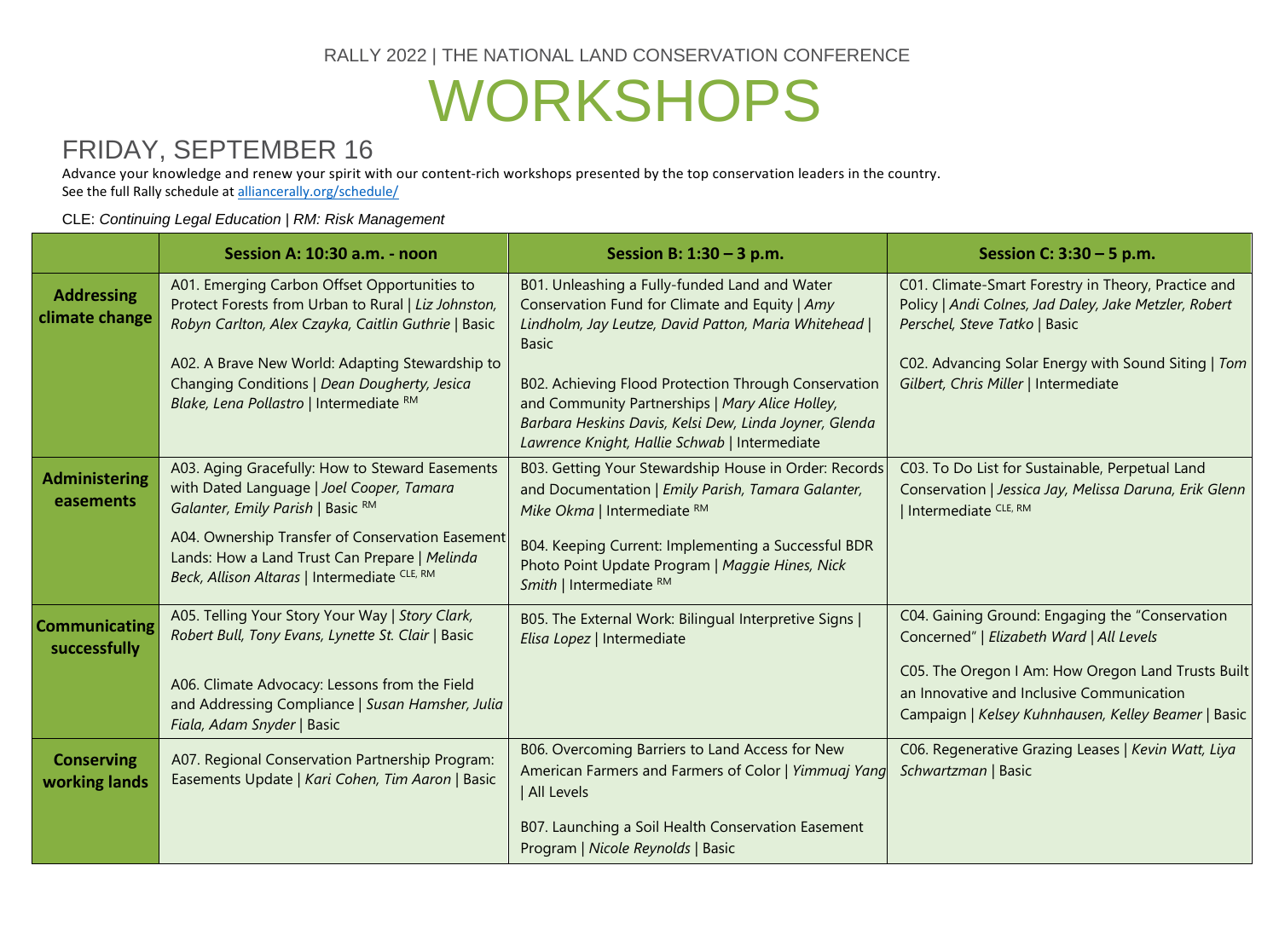RALLY 2022 | THE NATIONAL LAND CONSERVATION CONFERENCE

# WORKSHOPS

## FRIDAY, SEPTEMBER 16

Advance your knowledge and renew your spirit with our content-rich workshops presented by the top conservation leaders in the country.
See the full Rally schedule at alliancerally.org/schedule/

CLE: *Continuing Legal Education* | RM: *Risk Management*

| | Session A: 10:30 a.m. - noon | Session B: 1:30 – 3 p.m. | Session C: 3:30 – 5 p.m. |
|---|---|---|---|
| **Addressing climate change** | A01. Emerging Carbon Offset Opportunities to Protect Forests from Urban to Rural \| *Liz Johnston, Robyn Carlton, Alex Czayka, Caitlin Guthrie* \| Basic<br><br>A02. A Brave New World: Adapting Stewardship to Changing Conditions \| *Dean Dougherty, Jesica Blake, Lena Pollastro* \| Intermediate RM | B01. Unleashing a Fully-funded Land and Water Conservation Fund for Climate and Equity \| *Amy Lindholm, Jay Leutze, David Patton, Maria Whitehead* \| Basic<br><br>B02. Achieving Flood Protection Through Conservation and Community Partnerships \| *Mary Alice Holley, Barbara Heskins Davis, Kelsi Dew, Linda Joyner, Glenda Lawrence Knight, Hallie Schwab* \| Intermediate | C01. Climate-Smart Forestry in Theory, Practice and Policy \| *Andi Colnes, Jad Daley, Jake Metzler, Robert Perschel, Steve Tatko* \| Basic<br><br>C02. Advancing Solar Energy with Sound Siting \| *Tom Gilbert, Chris Miller* \| Intermediate |
| **Administering easements** | A03. Aging Gracefully: How to Steward Easements with Dated Language \| *Joel Cooper, Tamara Galanter, Emily Parish* \| Basic RM<br><br>A04. Ownership Transfer of Conservation Easement Lands: How a Land Trust Can Prepare \| *Melinda Beck, Allison Altaras* \| Intermediate CLE, RM | B03. Getting Your Stewardship House in Order: Records and Documentation \| *Emily Parish, Tamara Galanter, Mike Okma* \| Intermediate RM<br><br>B04. Keeping Current: Implementing a Successful BDR Photo Point Update Program \| *Maggie Hines, Nick Smith* \| Intermediate RM | C03. To Do List for Sustainable, Perpetual Land Conservation \| *Jessica Jay, Melissa Daruna, Erik Glenn* \| Intermediate CLE, RM |
| **Communicating successfully** | A05. Telling Your Story Your Way \| *Story Clark, Robert Bull, Tony Evans, Lynette St. Clair* \| Basic<br><br>A06. Climate Advocacy: Lessons from the Field and Addressing Compliance \| *Susan Hamsher, Julia Fiala, Adam Snyder* \| Basic | B05. The External Work: Bilingual Interpretive Signs \| *Elisa Lopez* \| Intermediate | C04. Gaining Ground: Engaging the "Conservation Concerned" \| *Elizabeth Ward* \| *All Levels*<br><br>C05. The Oregon I Am: How Oregon Land Trusts Built an Innovative and Inclusive Communication Campaign \| *Kelsey Kuhnhausen, Kelley Beamer* \| Basic |
| **Conserving working lands** | A07. Regional Conservation Partnership Program: Easements Update \| *Kari Cohen, Tim Aaron* \| Basic | B06. Overcoming Barriers to Land Access for New American Farmers and Farmers of Color \| *Yimmuaj Yang* \| All Levels<br><br>B07. Launching a Soil Health Conservation Easement Program \| *Nicole Reynolds* \| Basic | C06. Regenerative Grazing Leases \| *Kevin Watt, Liya Schwartzman* \| Basic |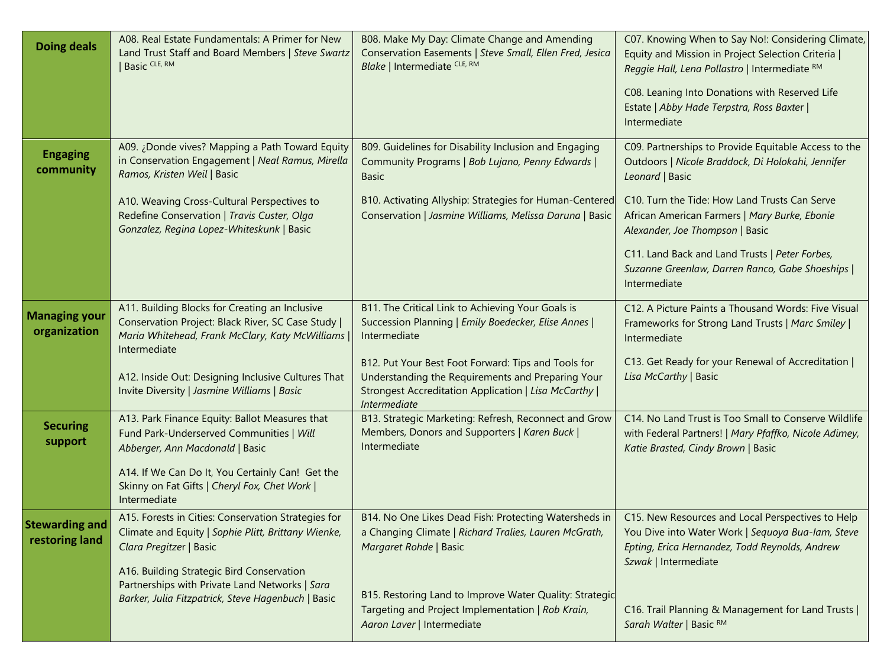| | | | |
|---|---|---|---|
| **Doing deals** | A08. Real Estate Fundamentals: A Primer for New Land Trust Staff and Board Members \| *Steve Swartz* \| Basic [CLE, RM] | B08. Make My Day: Climate Change and Amending Conservation Easements \| *Steve Small, Ellen Fred, Jesica Blake* \| Intermediate [CLE, RM] | C07. Knowing When to Say No!: Considering Climate, Equity and Mission in Project Selection Criteria \| *Reggie Hall, Lena Pollastro* \| Intermediate [RM]<br><br>C08. Leaning Into Donations with Reserved Life Estate \| *Abby Hade Terpstra, Ross Baxter* \| Intermediate |
| **Engaging community** | A09. ¿Donde vives? Mapping a Path Toward Equity in Conservation Engagement \| *Neal Ramus, Mirella Ramos, Kristen Weil* \| Basic<br><br>A10. Weaving Cross-Cultural Perspectives to Redefine Conservation \| *Travis Custer, Olga Gonzalez, Regina Lopez-Whiteskunk* \| Basic | B09. Guidelines for Disability Inclusion and Engaging Community Programs \| *Bob Lujano, Penny Edwards* \| Basic<br><br>B10. Activating Allyship: Strategies for Human-Centered Conservation \| *Jasmine Williams, Melissa Daruna* \| Basic | C09. Partnerships to Provide Equitable Access to the Outdoors \| *Nicole Braddock, Di Holokahi, Jennifer Leonard* \| Basic<br><br>C10. Turn the Tide: How Land Trusts Can Serve African American Farmers \| *Mary Burke, Ebonie Alexander, Joe Thompson* \| Basic<br><br>C11. Land Back and Land Trusts \| *Peter Forbes, Suzanne Greenlaw, Darren Ranco, Gabe Shoeships* \| Intermediate |
| **Managing your organization** | A11. Building Blocks for Creating an Inclusive Conservation Project: Black River, SC Case Study \| *Maria Whitehead, Frank McClary, Katy McWilliams* \| Intermediate<br><br>A12. Inside Out: Designing Inclusive Cultures That Invite Diversity \| *Jasmine Williams* \| *Basic* | B11. The Critical Link to Achieving Your Goals is Succession Planning \| *Emily Boedecker, Elise Annes* \| Intermediate<br><br>B12. Put Your Best Foot Forward: Tips and Tools for Understanding the Requirements and Preparing Your Strongest Accreditation Application \| *Lisa McCarthy* \| *Intermediate* | C12. A Picture Paints a Thousand Words: Five Visual Frameworks for Strong Land Trusts \| *Marc Smiley* \| Intermediate<br><br>C13. Get Ready for your Renewal of Accreditation \| *Lisa McCarthy* \| Basic |
| **Securing support** | A13. Park Finance Equity: Ballot Measures that Fund Park-Underserved Communities \| *Will Abberger, Ann Macdonald* \| Basic<br><br>A14. If We Can Do It, You Certainly Can! Get the Skinny on Fat Gifts \| *Cheryl Fox, Chet Work* \| Intermediate | B13. Strategic Marketing: Refresh, Reconnect and Grow Members, Donors and Supporters \| *Karen Buck* \| Intermediate | C14. No Land Trust is Too Small to Conserve Wildlife with Federal Partners! \| *Mary Pfaffko, Nicole Adimey, Katie Brasted, Cindy Brown* \| Basic |
| **Stewarding and restoring land** | A15. Forests in Cities: Conservation Strategies for Climate and Equity \| *Sophie Plitt, Brittany Wienke, Clara Pregitzer* \| Basic<br><br>A16. Building Strategic Bird Conservation Partnerships with Private Land Networks \| *Sara Barker, Julia Fitzpatrick, Steve Hagenbuch* \| Basic | B14. No One Likes Dead Fish: Protecting Watersheds in a Changing Climate \| *Richard Tralies, Lauren McGrath, Margaret Rohde* \| Basic<br><br>B15. Restoring Land to Improve Water Quality: Strategic Targeting and Project Implementation \| *Rob Krain, Aaron Laver* \| Intermediate | C15. New Resources and Local Perspectives to Help You Dive into Water Work \| *Sequoya Bua-Iam, Steve Epting, Erica Hernandez, Todd Reynolds, Andrew Szwak* \| Intermediate<br><br>C16. Trail Planning & Management for Land Trusts \| *Sarah Walter* \| Basic [RM] |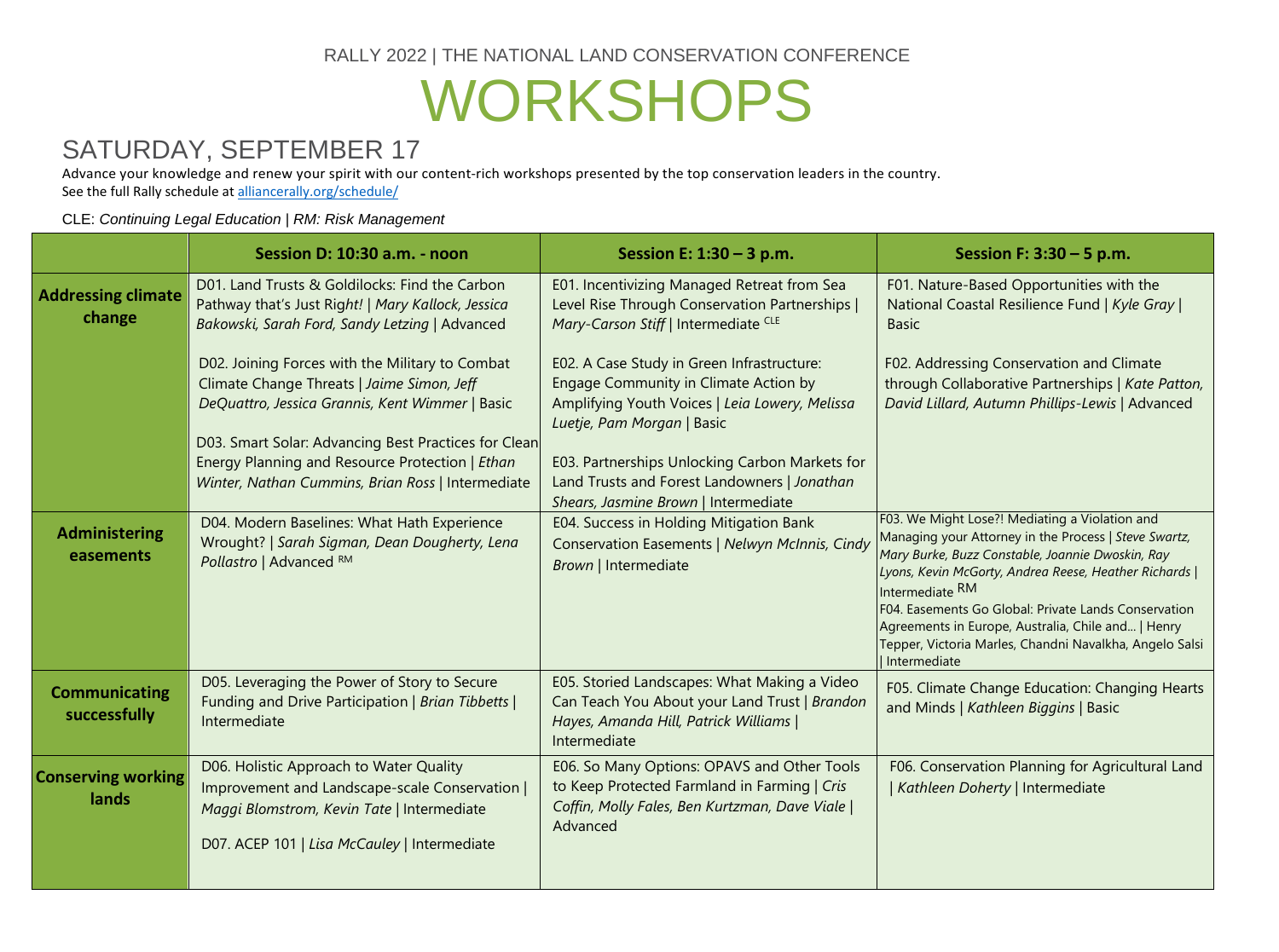RALLY 2022 | THE NATIONAL LAND CONSERVATION CONFERENCE

# WORKSHOPS

## SATURDAY, SEPTEMBER 17

Advance your knowledge and renew your spirit with our content-rich workshops presented by the top conservation leaders in the country.
See the full Rally schedule at alliancerally.org/schedule/

CLE: *Continuing Legal Education* | RM: *Risk Management*

| | **Session D: 10:30 a.m. - noon** | **Session E: 1:30 – 3 p.m.** | **Session F: 3:30 – 5 p.m.** |
|---|---|---|---|
| **Addressing climate change** | D01. Land Trusts & Goldilocks: Find the Carbon Pathway that's Just Right! \| *Mary Kallock, Jessica Bakowski, Sarah Ford, Sandy Letzing* \| Advanced<br><br>D02. Joining Forces with the Military to Combat Climate Change Threats \| *Jaime Simon, Jeff DeQuattro, Jessica Grannis, Kent Wimmer* \| Basic<br><br>D03. Smart Solar: Advancing Best Practices for Clean Energy Planning and Resource Protection \| *Ethan Winter, Nathan Cummins, Brian Ross* \| Intermediate | E01. Incentivizing Managed Retreat from Sea Level Rise Through Conservation Partnerships \| *Mary-Carson Stiff* \| Intermediate CLE<br><br>E02. A Case Study in Green Infrastructure: Engage Community in Climate Action by Amplifying Youth Voices \| *Leia Lowery, Melissa Luetje, Pam Morgan* \| Basic<br><br>E03. Partnerships Unlocking Carbon Markets for Land Trusts and Forest Landowners \| *Jonathan Shears, Jasmine Brown* \| Intermediate | F01. Nature-Based Opportunities with the National Coastal Resilience Fund \| *Kyle Gray* \| Basic<br><br>F02. Addressing Conservation and Climate through Collaborative Partnerships \| *Kate Patton, David Lillard, Autumn Phillips-Lewis* \| Advanced |
| **Administering easements** | D04. Modern Baselines: What Hath Experience Wrought? \| *Sarah Sigman, Dean Dougherty, Lena Pollastro* \| Advanced RM | E04. Success in Holding Mitigation Bank Conservation Easements \| *Nelwyn McInnis, Cindy Brown* \| Intermediate | F03. We Might Lose?! Mediating a Violation and Managing your Attorney in the Process \| *Steve Swartz, Mary Burke, Buzz Constable, Joannie Dwoskin, Ray Lyons, Kevin McGorty, Andrea Reese, Heather Richards* \| Intermediate RM<br><br>F04. Easements Go Global: Private Lands Conservation Agreements in Europe, Australia, Chile and... \| Henry Tepper, Victoria Marles, Chandni Navalkha, Angelo Salsi \| Intermediate |
| **Communicating successfully** | D05. Leveraging the Power of Story to Secure Funding and Drive Participation \| *Brian Tibbetts* \| Intermediate | E05. Storied Landscapes: What Making a Video Can Teach You About your Land Trust \| *Brandon Hayes, Amanda Hill, Patrick Williams* \| Intermediate | F05. Climate Change Education: Changing Hearts and Minds \| *Kathleen Biggins* \| Basic |
| **Conserving working lands** | D06. Holistic Approach to Water Quality Improvement and Landscape-scale Conservation \| *Maggi Blomstrom, Kevin Tate* \| Intermediate<br><br>D07. ACEP 101 \| *Lisa McCauley* \| Intermediate | E06. So Many Options: OPAVS and Other Tools to Keep Protected Farmland in Farming \| *Cris Coffin, Molly Fales, Ben Kurtzman, Dave Viale* \| Advanced | F06. Conservation Planning for Agricultural Land \| *Kathleen Doherty* \| Intermediate |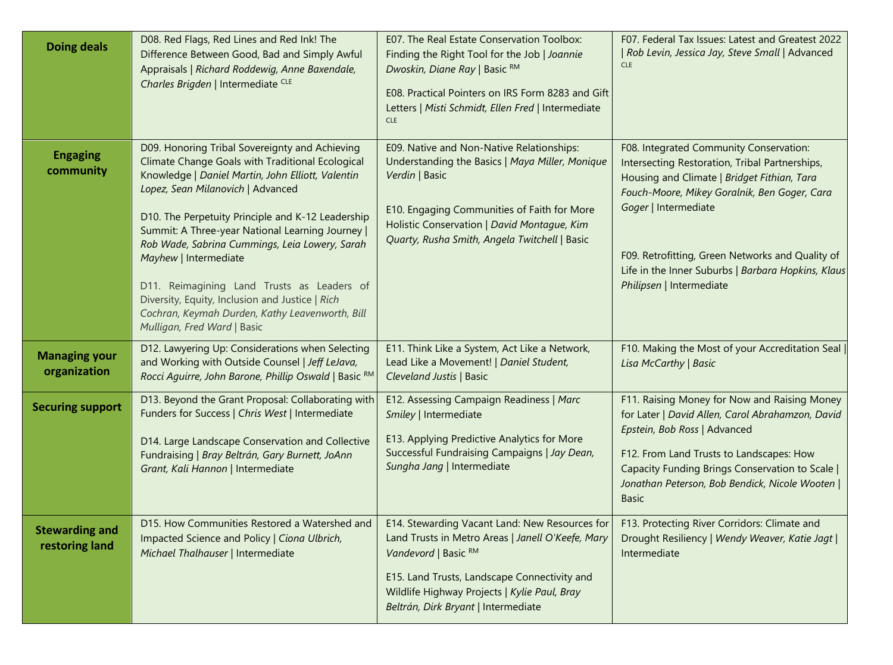| | | | |
|---|---|---|---|
| **Doing deals** | D08. Red Flags, Red Lines and Red Ink! The Difference Between Good, Bad and Simply Awful Appraisals \| *Richard Roddewig, Anne Baxendale, Charles Brigden* \| Intermediate CLE | E07. The Real Estate Conservation Toolbox: Finding the Right Tool for the Job \| *Joannie Dwoskin, Diane Ray* \| Basic RM<br><br>E08. Practical Pointers on IRS Form 8283 and Gift Letters \| *Misti Schmidt, Ellen Fred* \| Intermediate CLE | F07. Federal Tax Issues: Latest and Greatest 2022 \| *Rob Levin, Jessica Jay, Steve Small* \| Advanced CLE |
| **Engaging community** | D09. Honoring Tribal Sovereignty and Achieving Climate Change Goals with Traditional Ecological Knowledge \| *Daniel Martin, John Elliott, Valentin Lopez, Sean Milanovich* \| Advanced<br><br>D10. The Perpetuity Principle and K-12 Leadership Summit: A Three-year National Learning Journey \| *Rob Wade, Sabrina Cummings, Leia Lowery, Sarah Mayhew* \| Intermediate<br><br>D11. Reimagining Land Trusts as Leaders of Diversity, Equity, Inclusion and Justice \| *Rich Cochran, Keymah Durden, Kathy Leavenworth, Bill Mulligan, Fred Ward* \| Basic | E09. Native and Non-Native Relationships: Understanding the Basics \| *Maya Miller, Monique Verdin* \| Basic<br><br>E10. Engaging Communities of Faith for More Holistic Conservation \| *David Montague, Kim Quarty, Rusha Smith, Angela Twitchell* \| Basic | F08. Integrated Community Conservation: Intersecting Restoration, Tribal Partnerships, Housing and Climate \| *Bridget Fithian, Tara Fouch-Moore, Mikey Goralnik, Ben Goger, Cara Goger* \| Intermediate<br><br>F09. Retrofitting, Green Networks and Quality of Life in the Inner Suburbs \| *Barbara Hopkins, Klaus Philipsen* \| Intermediate |
| **Managing your organization** | D12. Lawyering Up: Considerations when Selecting and Working with Outside Counsel \| *Jeff LeJava, Rocci Aguirre, John Barone, Phillip Oswald* \| Basic RM | E11. Think Like a System, Act Like a Network, Lead Like a Movement! \| *Daniel Student, Cleveland Justis* \| Basic | F10. Making the Most of your Accreditation Seal \| *Lisa McCarthy* \| *Basic* |
| **Securing support** | D13. Beyond the Grant Proposal: Collaborating with Funders for Success \| *Chris West* \| Intermediate<br><br>D14. Large Landscape Conservation and Collective Fundraising \| *Bray Beltrán, Gary Burnett, JoAnn Grant, Kali Hannon* \| Intermediate | E12. Assessing Campaign Readiness \| *Marc Smiley* \| Intermediate<br><br>E13. Applying Predictive Analytics for More Successful Fundraising Campaigns \| *Jay Dean, Sungha Jang* \| Intermediate | F11. Raising Money for Now and Raising Money for Later \| *David Allen, Carol Abrahamzon, David Epstein, Bob Ross* \| Advanced<br><br>F12. From Land Trusts to Landscapes: How Capacity Funding Brings Conservation to Scale \| *Jonathan Peterson, Bob Bendick, Nicole Wooten* \| Basic |
| **Stewarding and restoring land** | D15. How Communities Restored a Watershed and Impacted Science and Policy \| *Ciona Ulbrich, Michael Thalhauser* \| Intermediate | E14. Stewarding Vacant Land: New Resources for Land Trusts in Metro Areas \| *Janell O'Keefe, Mary Vandevord* \| Basic RM<br><br>E15. Land Trusts, Landscape Connectivity and Wildlife Highway Projects \| *Kylie Paul, Bray Beltrán, Dirk Bryant* \| Intermediate | F13. Protecting River Corridors: Climate and Drought Resiliency \| *Wendy Weaver, Katie Jagt* \| Intermediate |